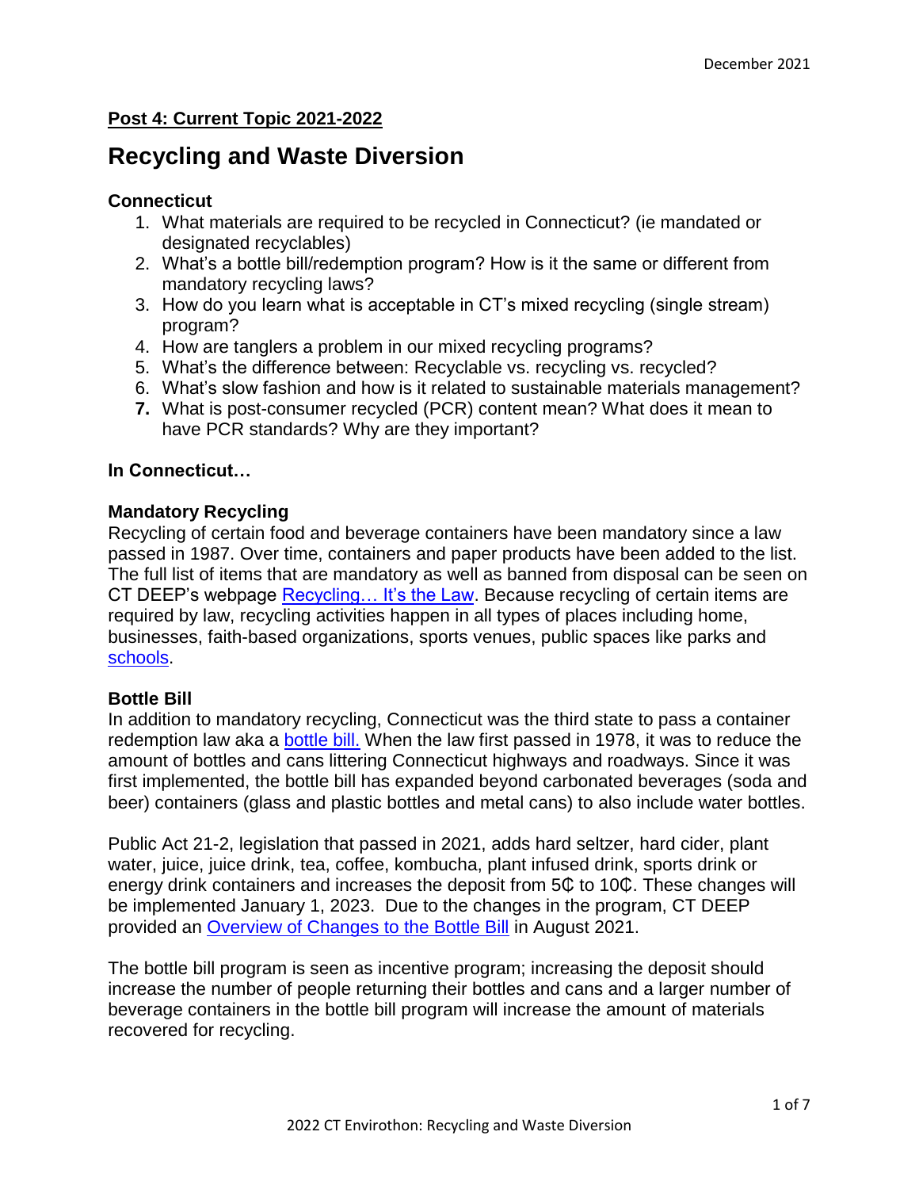December 2021

**Post 4: Current Topic 2021-2022**

# Recycling and Waste Diversion

### Connecticut

1. What materials are required to be recycled in Connecticut? (ie mandated or designated recyclables)
2. What's a bottle bill/redemption program? How is it the same or different from mandatory recycling laws?
3. How do you learn what is acceptable in CT's mixed recycling (single stream) program?
4. How are tanglers a problem in our mixed recycling programs?
5. What's the difference between: Recyclable vs. recycling vs. recycled?
6. What's slow fashion and how is it related to sustainable materials management?
7. What is post-consumer recycled (PCR) content mean? What does it mean to have PCR standards? Why are they important?

### In Connecticut…

### Mandatory Recycling

Recycling of certain food and beverage containers have been mandatory since a law passed in 1987. Over time, containers and paper products have been added to the list. The full list of items that are mandatory as well as banned from disposal can be seen on CT DEEP's webpage Recycling… It's the Law. Because recycling of certain items are required by law, recycling activities happen in all types of places including home, businesses, faith-based organizations, sports venues, public spaces like parks and schools.

### Bottle Bill

In addition to mandatory recycling, Connecticut was the third state to pass a container redemption law aka a bottle bill. When the law first passed in 1978, it was to reduce the amount of bottles and cans littering Connecticut highways and roadways. Since it was first implemented, the bottle bill has expanded beyond carbonated beverages (soda and beer) containers (glass and plastic bottles and metal cans) to also include water bottles.

Public Act 21-2, legislation that passed in 2021, adds hard seltzer, hard cider, plant water, juice, juice drink, tea, coffee, kombucha, plant infused drink, sports drink or energy drink containers and increases the deposit from 5₵ to 10₵. These changes will be implemented January 1, 2023. Due to the changes in the program, CT DEEP provided an Overview of Changes to the Bottle Bill in August 2021.

The bottle bill program is seen as incentive program; increasing the deposit should increase the number of people returning their bottles and cans and a larger number of beverage containers in the bottle bill program will increase the amount of materials recovered for recycling.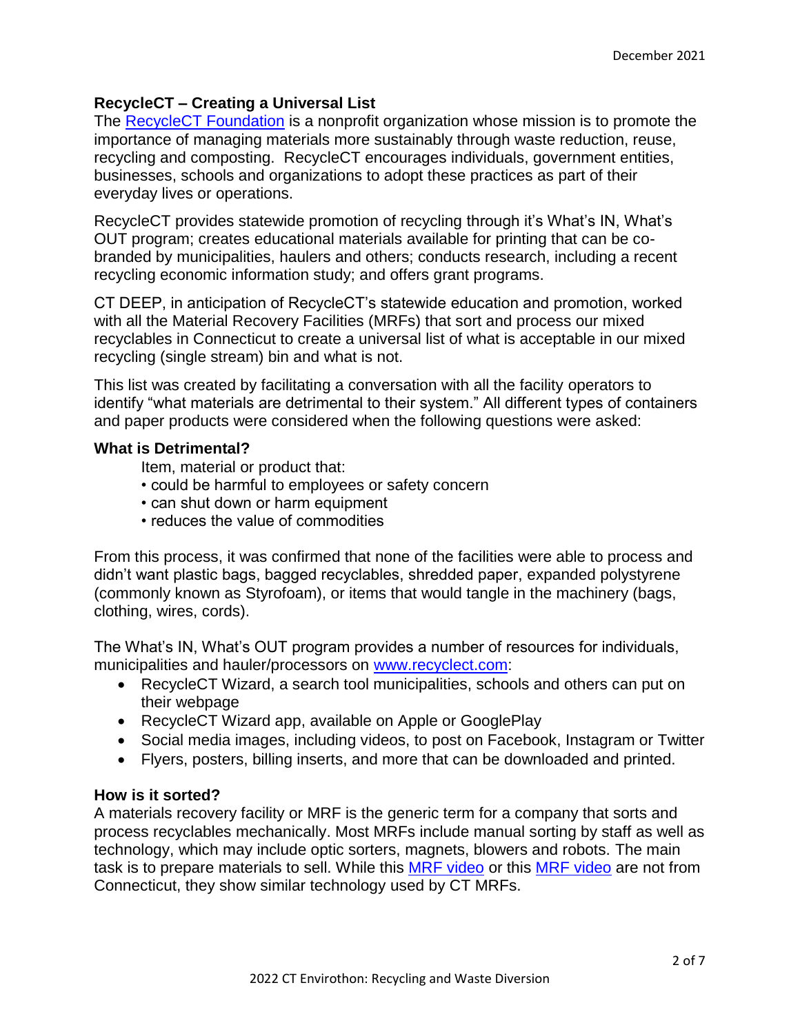## RecycleCT – Creating a Universal List

The RecycleCT Foundation is a nonprofit organization whose mission is to promote the importance of managing materials more sustainably through waste reduction, reuse, recycling and composting. RecycleCT encourages individuals, government entities, businesses, schools and organizations to adopt these practices as part of their everyday lives or operations.

RecycleCT provides statewide promotion of recycling through it's What's IN, What's OUT program; creates educational materials available for printing that can be co-branded by municipalities, haulers and others; conducts research, including a recent recycling economic information study; and offers grant programs.

CT DEEP, in anticipation of RecycleCT's statewide education and promotion, worked with all the Material Recovery Facilities (MRFs) that sort and process our mixed recyclables in Connecticut to create a universal list of what is acceptable in our mixed recycling (single stream) bin and what is not.

This list was created by facilitating a conversation with all the facility operators to identify "what materials are detrimental to their system." All different types of containers and paper products were considered when the following questions were asked:

### What is Detrimental?

Item, material or product that:

- could be harmful to employees or safety concern
- can shut down or harm equipment
- reduces the value of commodities

From this process, it was confirmed that none of the facilities were able to process and didn't want plastic bags, bagged recyclables, shredded paper, expanded polystyrene (commonly known as Styrofoam), or items that would tangle in the machinery (bags, clothing, wires, cords).

The What's IN, What's OUT program provides a number of resources for individuals, municipalities and hauler/processors on www.recyclect.com:

- RecycleCT Wizard, a search tool municipalities, schools and others can put on their webpage
- RecycleCT Wizard app, available on Apple or GooglePlay
- Social media images, including videos, to post on Facebook, Instagram or Twitter
- Flyers, posters, billing inserts, and more that can be downloaded and printed.

### How is it sorted?

A materials recovery facility or MRF is the generic term for a company that sorts and process recyclables mechanically. Most MRFs include manual sorting by staff as well as technology, which may include optic sorters, magnets, blowers and robots. The main task is to prepare materials to sell. While this MRF video or this MRF video are not from Connecticut, they show similar technology used by CT MRFs.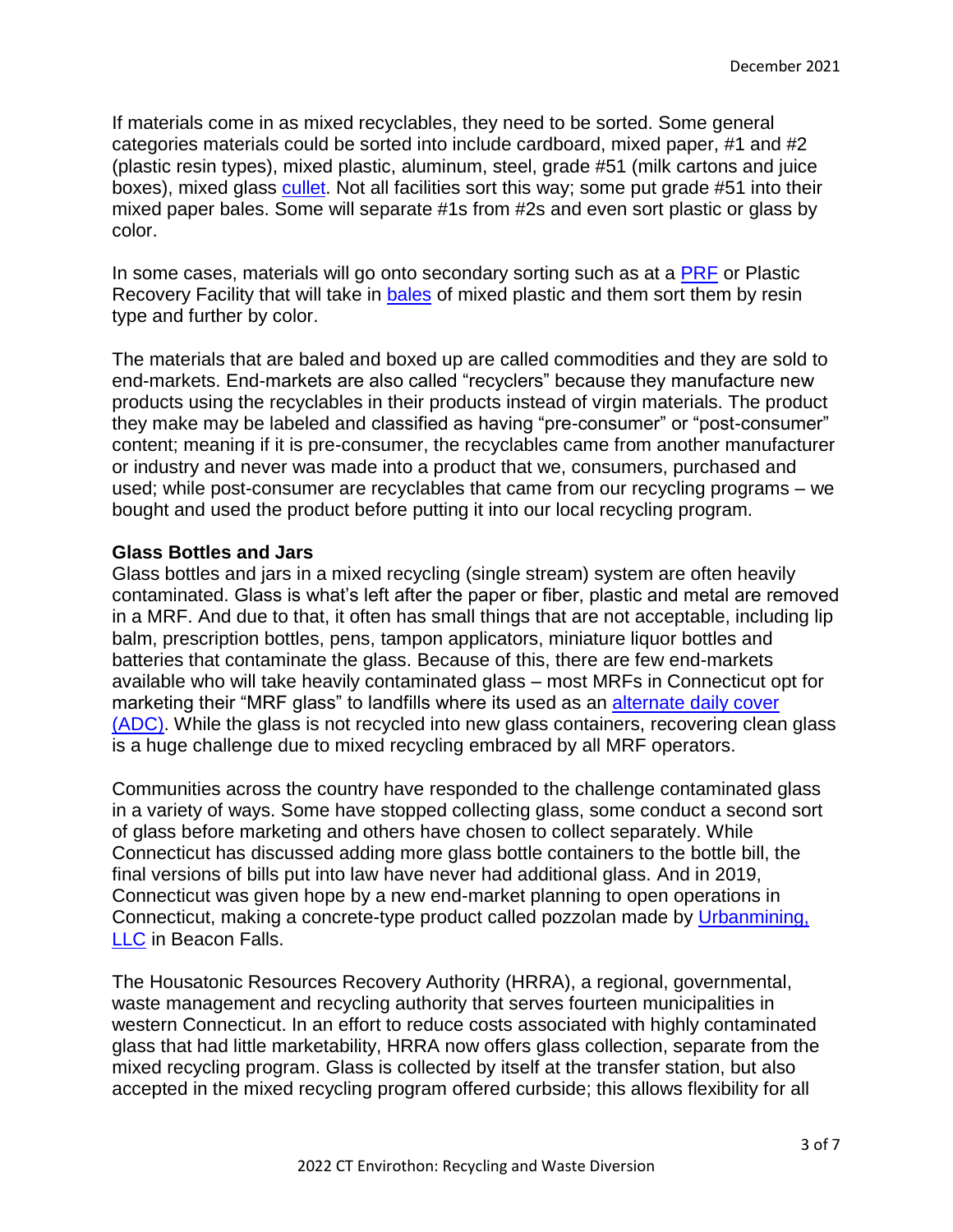If materials come in as mixed recyclables, they need to be sorted. Some general categories materials could be sorted into include cardboard, mixed paper, #1 and #2 (plastic resin types), mixed plastic, aluminum, steel, grade #51 (milk cartons and juice boxes), mixed glass cullet. Not all facilities sort this way; some put grade #51 into their mixed paper bales. Some will separate #1s from #2s and even sort plastic or glass by color.

In some cases, materials will go onto secondary sorting such as at a PRF or Plastic Recovery Facility that will take in bales of mixed plastic and them sort them by resin type and further by color.

The materials that are baled and boxed up are called commodities and they are sold to end-markets. End-markets are also called "recyclers" because they manufacture new products using the recyclables in their products instead of virgin materials. The product they make may be labeled and classified as having "pre-consumer" or "post-consumer" content; meaning if it is pre-consumer, the recyclables came from another manufacturer or industry and never was made into a product that we, consumers, purchased and used; while post-consumer are recyclables that came from our recycling programs – we bought and used the product before putting it into our local recycling program.

**Glass Bottles and Jars**

Glass bottles and jars in a mixed recycling (single stream) system are often heavily contaminated. Glass is what's left after the paper or fiber, plastic and metal are removed in a MRF. And due to that, it often has small things that are not acceptable, including lip balm, prescription bottles, pens, tampon applicators, miniature liquor bottles and batteries that contaminate the glass. Because of this, there are few end-markets available who will take heavily contaminated glass – most MRFs in Connecticut opt for marketing their "MRF glass" to landfills where its used as an alternate daily cover (ADC). While the glass is not recycled into new glass containers, recovering clean glass is a huge challenge due to mixed recycling embraced by all MRF operators.

Communities across the country have responded to the challenge contaminated glass in a variety of ways. Some have stopped collecting glass, some conduct a second sort of glass before marketing and others have chosen to collect separately. While Connecticut has discussed adding more glass bottle containers to the bottle bill, the final versions of bills put into law have never had additional glass. And in 2019, Connecticut was given hope by a new end-market planning to open operations in Connecticut, making a concrete-type product called pozzolan made by Urbanmining, LLC in Beacon Falls.

The Housatonic Resources Recovery Authority (HRRA), a regional, governmental, waste management and recycling authority that serves fourteen municipalities in western Connecticut. In an effort to reduce costs associated with highly contaminated glass that had little marketability, HRRA now offers glass collection, separate from the mixed recycling program. Glass is collected by itself at the transfer station, but also accepted in the mixed recycling program offered curbside; this allows flexibility for all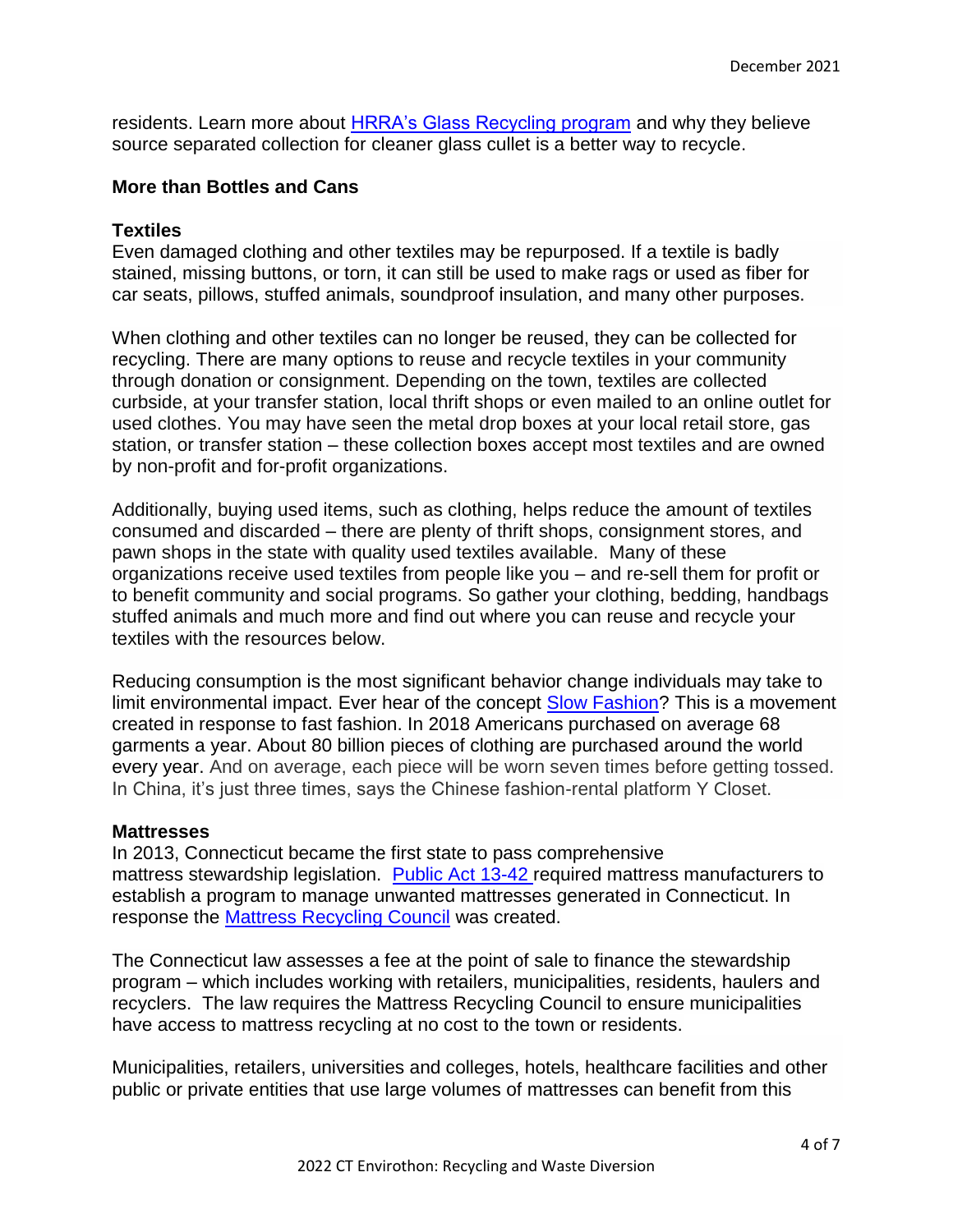residents. Learn more about [HRRA's Glass Recycling program] and why they believe source separated collection for cleaner glass cullet is a better way to recycle.

## More than Bottles and Cans

### Textiles

Even damaged clothing and other textiles may be repurposed. If a textile is badly stained, missing buttons, or torn, it can still be used to make rags or used as fiber for car seats, pillows, stuffed animals, soundproof insulation, and many other purposes.

When clothing and other textiles can no longer be reused, they can be collected for recycling. There are many options to reuse and recycle textiles in your community through donation or consignment. Depending on the town, textiles are collected curbside, at your transfer station, local thrift shops or even mailed to an online outlet for used clothes. You may have seen the metal drop boxes at your local retail store, gas station, or transfer station – these collection boxes accept most textiles and are owned by non-profit and for-profit organizations.

Additionally, buying used items, such as clothing, helps reduce the amount of textiles consumed and discarded – there are plenty of thrift shops, consignment stores, and pawn shops in the state with quality used textiles available. Many of these organizations receive used textiles from people like you – and re-sell them for profit or to benefit community and social programs. So gather your clothing, bedding, handbags stuffed animals and much more and find out where you can reuse and recycle your textiles with the resources below.

Reducing consumption is the most significant behavior change individuals may take to limit environmental impact. Ever hear of the concept Slow Fashion? This is a movement created in response to fast fashion. In 2018 Americans purchased on average 68 garments a year. About 80 billion pieces of clothing are purchased around the world every year. And on average, each piece will be worn seven times before getting tossed. In China, it's just three times, says the Chinese fashion-rental platform Y Closet.

### Mattresses

In 2013, Connecticut became the first state to pass comprehensive mattress stewardship legislation. Public Act 13-42 required mattress manufacturers to establish a program to manage unwanted mattresses generated in Connecticut. In response the Mattress Recycling Council was created.

The Connecticut law assesses a fee at the point of sale to finance the stewardship program – which includes working with retailers, municipalities, residents, haulers and recyclers. The law requires the Mattress Recycling Council to ensure municipalities have access to mattress recycling at no cost to the town or residents.

Municipalities, retailers, universities and colleges, hotels, healthcare facilities and other public or private entities that use large volumes of mattresses can benefit from this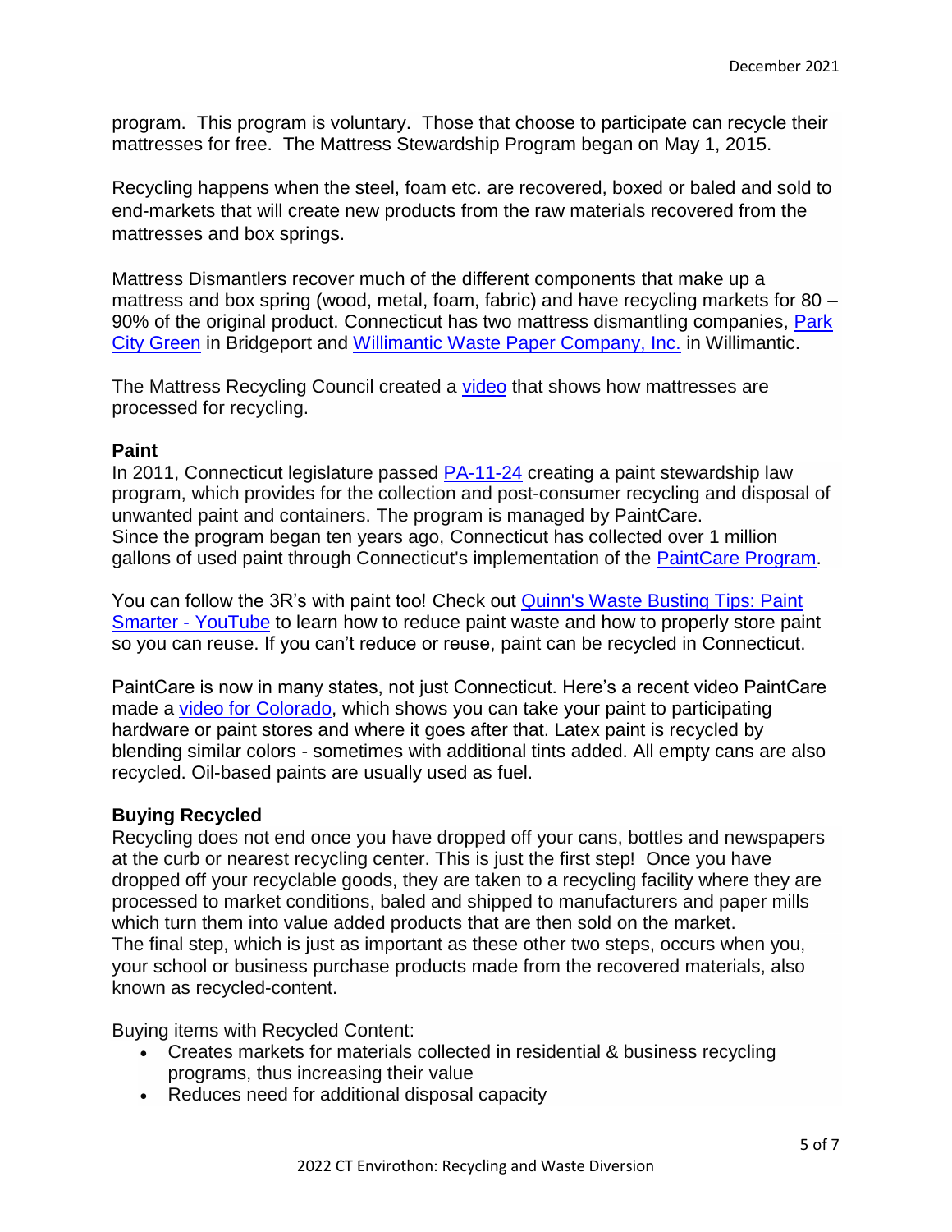program. This program is voluntary. Those that choose to participate can recycle their mattresses for free. The Mattress Stewardship Program began on May 1, 2015.

Recycling happens when the steel, foam etc. are recovered, boxed or baled and sold to end-markets that will create new products from the raw materials recovered from the mattresses and box springs.

Mattress Dismantlers recover much of the different components that make up a mattress and box spring (wood, metal, foam, fabric) and have recycling markets for 80 – 90% of the original product. Connecticut has two mattress dismantling companies, Park City Green in Bridgeport and Willimantic Waste Paper Company, Inc. in Willimantic.

The Mattress Recycling Council created a video that shows how mattresses are processed for recycling.

**Paint**

In 2011, Connecticut legislature passed PA-11-24 creating a paint stewardship law program, which provides for the collection and post-consumer recycling and disposal of unwanted paint and containers. The program is managed by PaintCare. Since the program began ten years ago, Connecticut has collected over 1 million gallons of used paint through Connecticut's implementation of the PaintCare Program.

You can follow the 3R's with paint too! Check out Quinn's Waste Busting Tips: Paint Smarter - YouTube to learn how to reduce paint waste and how to properly store paint so you can reuse. If you can't reduce or reuse, paint can be recycled in Connecticut.

PaintCare is now in many states, not just Connecticut. Here's a recent video PaintCare made a video for Colorado, which shows you can take your paint to participating hardware or paint stores and where it goes after that. Latex paint is recycled by blending similar colors - sometimes with additional tints added. All empty cans are also recycled. Oil-based paints are usually used as fuel.

**Buying Recycled**

Recycling does not end once you have dropped off your cans, bottles and newspapers at the curb or nearest recycling center. This is just the first step! Once you have dropped off your recyclable goods, they are taken to a recycling facility where they are processed to market conditions, baled and shipped to manufacturers and paper mills which turn them into value added products that are then sold on the market. The final step, which is just as important as these other two steps, occurs when you, your school or business purchase products made from the recovered materials, also known as recycled-content.

Buying items with Recycled Content:

- Creates markets for materials collected in residential & business recycling programs, thus increasing their value
- Reduces need for additional disposal capacity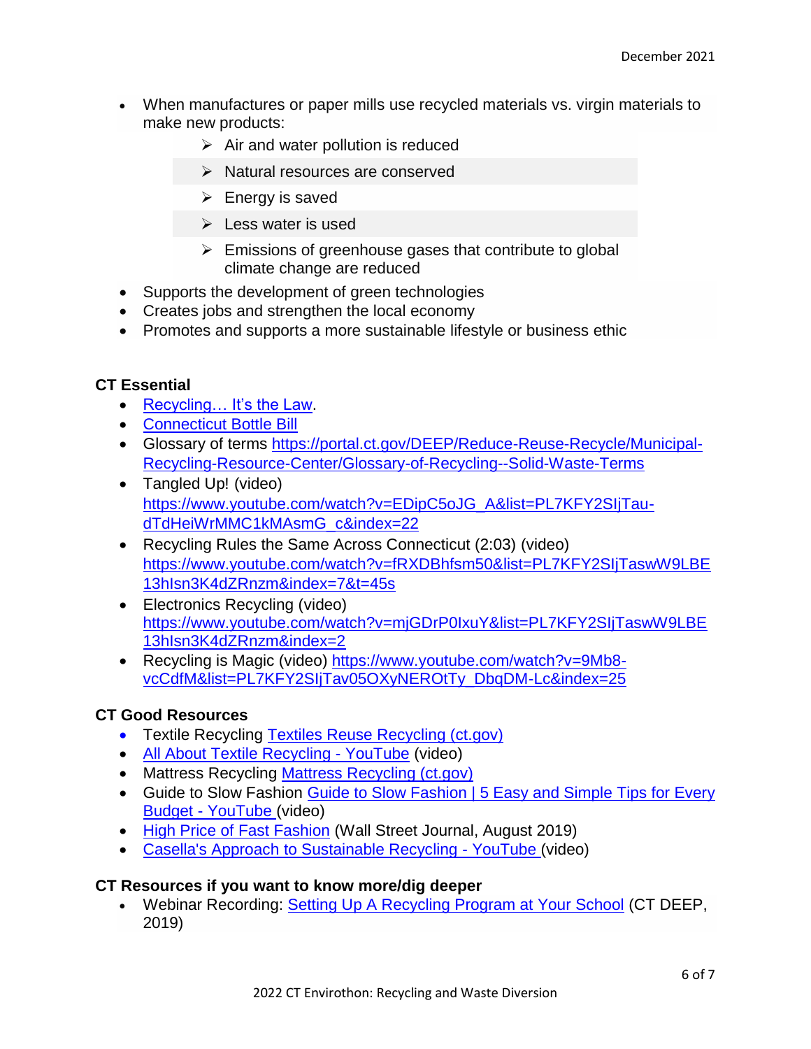- When manufactures or paper mills use recycled materials vs. virgin materials to make new products:
  - Air and water pollution is reduced
  - Natural resources are conserved
  - Energy is saved
  - Less water is used
  - Emissions of greenhouse gases that contribute to global climate change are reduced
- Supports the development of green technologies
- Creates jobs and strengthen the local economy
- Promotes and supports a more sustainable lifestyle or business ethic

**CT Essential**

- Recycling… It's the Law.
- Connecticut Bottle Bill
- Glossary of terms https://portal.ct.gov/DEEP/Reduce-Reuse-Recycle/Municipal-Recycling-Resource-Center/Glossary-of-Recycling--Solid-Waste-Terms
- Tangled Up! (video) https://www.youtube.com/watch?v=EDipC5oJG_A&list=PL7KFY2SIjTau-dTdHeiWrMMC1kMAsmG_c&index=22
- Recycling Rules the Same Across Connecticut (2:03) (video) https://www.youtube.com/watch?v=fRXDBhfsm50&list=PL7KFY2SIjTaswW9LBE13hIsn3K4dZRnzm&index=7&t=45s
- Electronics Recycling (video) https://www.youtube.com/watch?v=mjGDrP0IxuY&list=PL7KFY2SIjTaswW9LBE13hIsn3K4dZRnzm&index=2
- Recycling is Magic (video) https://www.youtube.com/watch?v=9Mb8-vcCdfM&list=PL7KFY2SIjTav05OXyNEROtTy_DbqDM-Lc&index=25

**CT Good Resources**

- Textile Recycling Textiles Reuse Recycling (ct.gov)
- All About Textile Recycling - YouTube (video)
- Mattress Recycling Mattress Recycling (ct.gov)
- Guide to Slow Fashion Guide to Slow Fashion | 5 Easy and Simple Tips for Every Budget - YouTube (video)
- High Price of Fast Fashion (Wall Street Journal, August 2019)
- Casella's Approach to Sustainable Recycling - YouTube (video)

**CT Resources if you want to know more/dig deeper**

- Webinar Recording: Setting Up A Recycling Program at Your School (CT DEEP, 2019)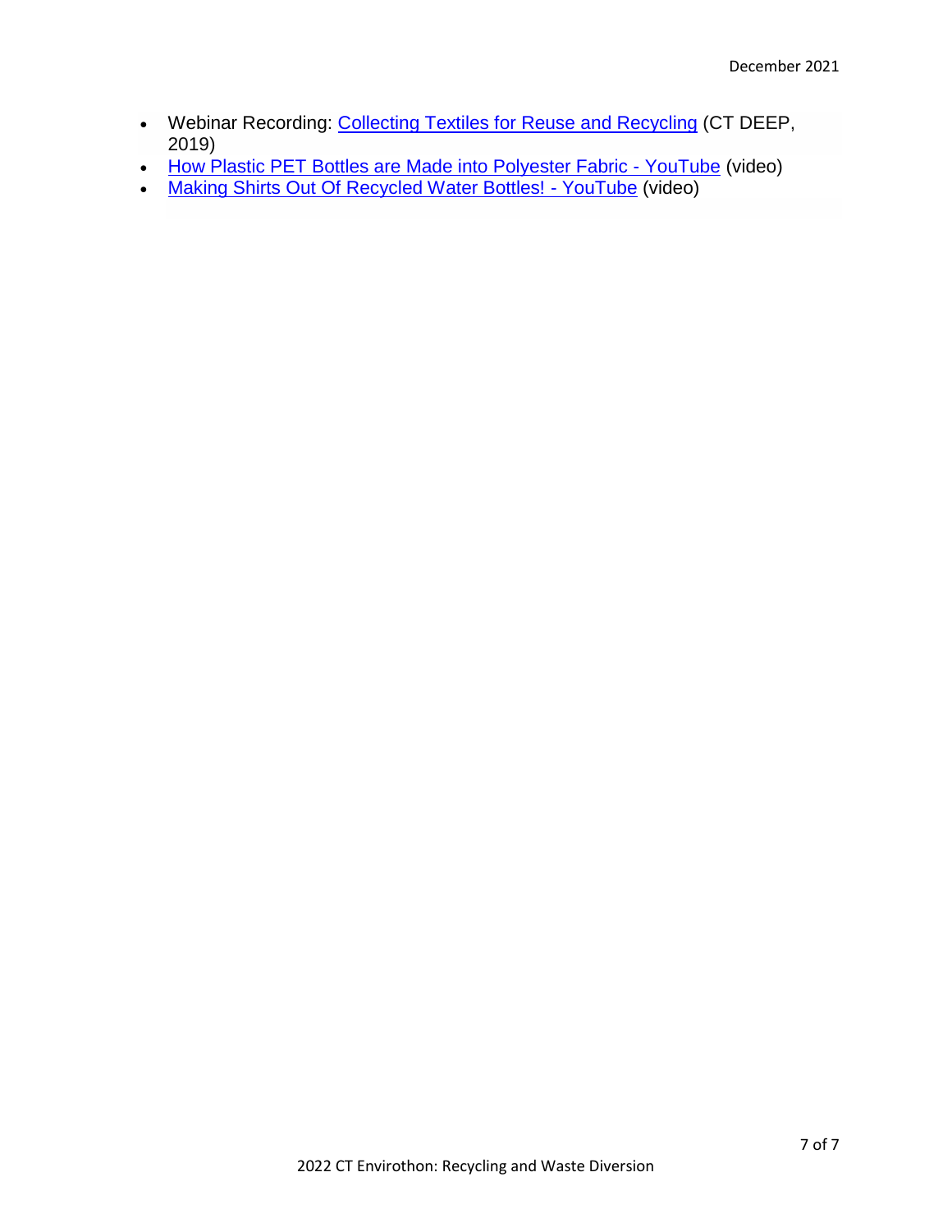- Webinar Recording: Collecting Textiles for Reuse and Recycling (CT DEEP, 2019)
- How Plastic PET Bottles are Made into Polyester Fabric - YouTube (video)
- Making Shirts Out Of Recycled Water Bottles! - YouTube (video)